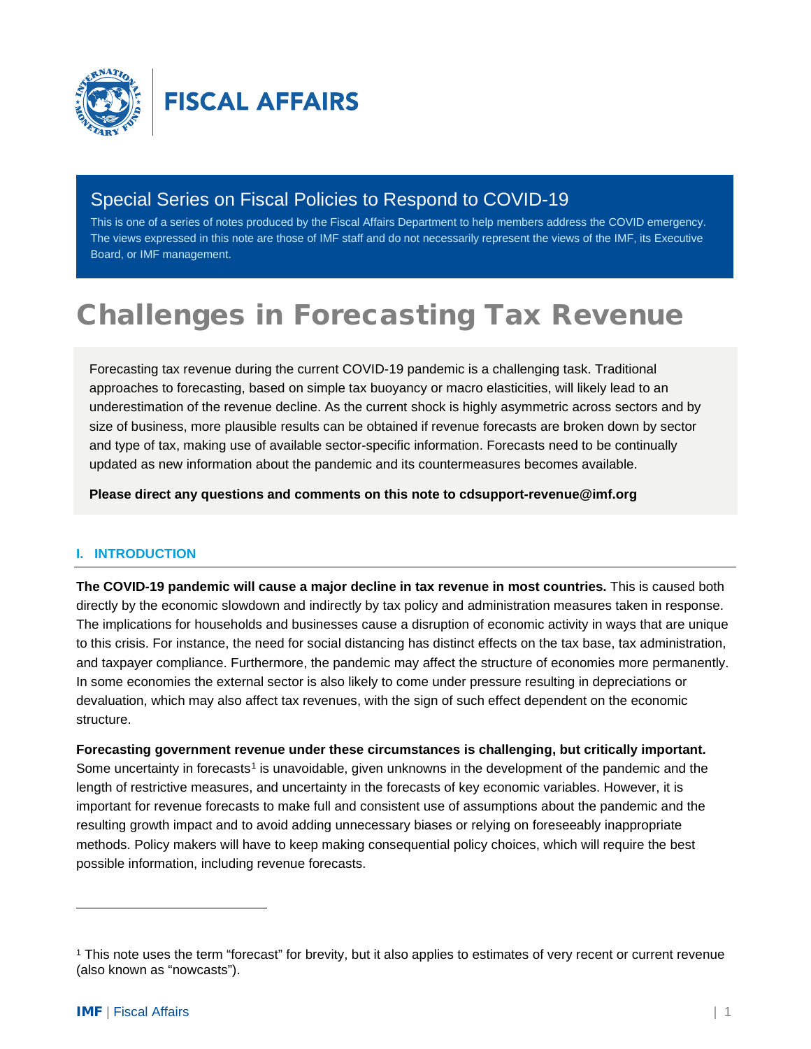FISCAL AFFAIRS

## Special Series on Fiscal Policies to Respond to COVID-19

This is one of a series of notes produced by the Fiscal Affairs Department to help members address the COVID emergency. The views expressed in this note are those of IMF staff and do not necessarily represent the views of the IMF, its Executive Board, or IMF management.

# Challenges in Forecasting Tax Revenue

Forecasting tax revenue during the current COVID-19 pandemic is a challenging task. Traditional approaches to forecasting, based on simple tax buoyancy or macro elasticities, will likely lead to an underestimation of the revenue decline. As the current shock is highly asymmetric across sectors and by size of business, more plausible results can be obtained if revenue forecasts are broken down by sector and type of tax, making use of available sector-specific information. Forecasts need to be continually updated as new information about the pandemic and its countermeasures becomes available.

**Please direct any questions and comments on this note to cdsupport-revenue@imf.org**

## I. INTRODUCTION

**The COVID-19 pandemic will cause a major decline in tax revenue in most countries.** This is caused both directly by the economic slowdown and indirectly by tax policy and administration measures taken in response. The implications for households and businesses cause a disruption of economic activity in ways that are unique to this crisis. For instance, the need for social distancing has distinct effects on the tax base, tax administration, and taxpayer compliance. Furthermore, the pandemic may affect the structure of economies more permanently. In some economies the external sector is also likely to come under pressure resulting in depreciations or devaluation, which may also affect tax revenues, with the sign of such effect dependent on the economic structure.

**Forecasting government revenue under these circumstances is challenging, but critically important.** Some uncertainty in forecasts[1] is unavoidable, given unknowns in the development of the pandemic and the length of restrictive measures, and uncertainty in the forecasts of key economic variables. However, it is important for revenue forecasts to make full and consistent use of assumptions about the pandemic and the resulting growth impact and to avoid adding unnecessary biases or relying on foreseeably inappropriate methods. Policy makers will have to keep making consequential policy choices, which will require the best possible information, including revenue forecasts.

[1] This note uses the term "forecast" for brevity, but it also applies to estimates of very recent or current revenue (also known as "nowcasts").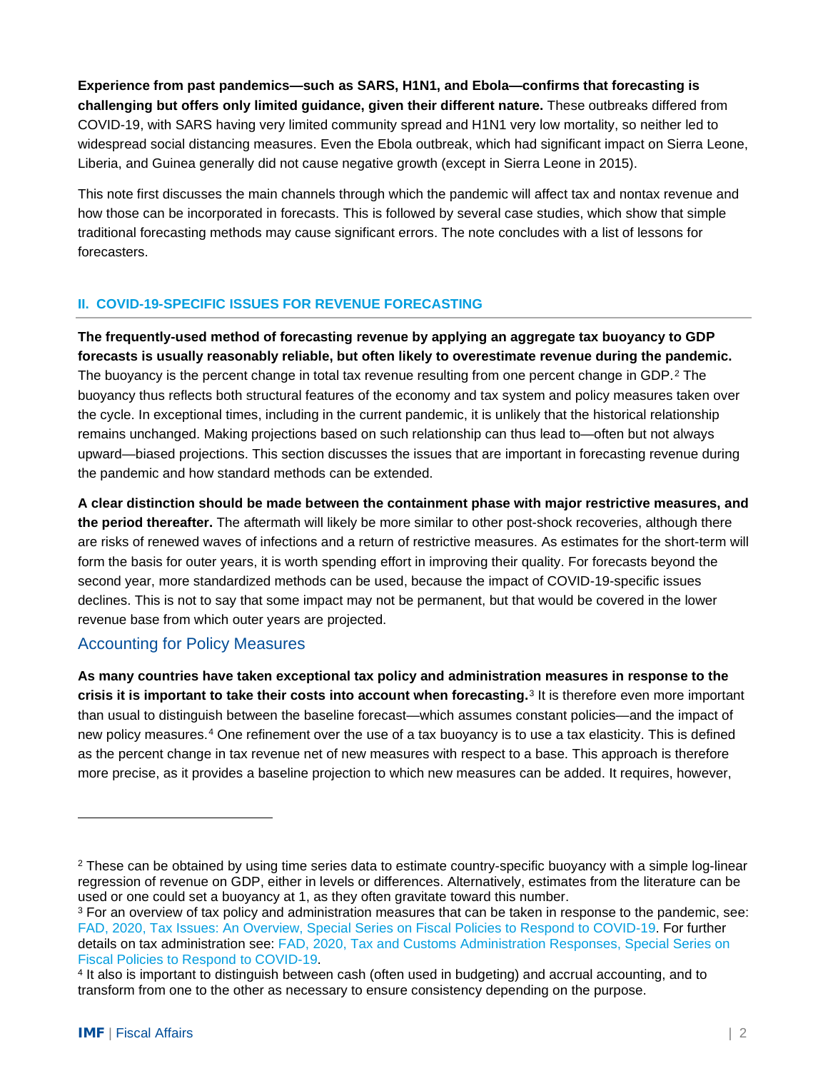**Experience from past pandemics—such as SARS, H1N1, and Ebola—confirms that forecasting is challenging but offers only limited guidance, given their different nature.** These outbreaks differed from COVID-19, with SARS having very limited community spread and H1N1 very low mortality, so neither led to widespread social distancing measures. Even the Ebola outbreak, which had significant impact on Sierra Leone, Liberia, and Guinea generally did not cause negative growth (except in Sierra Leone in 2015).

This note first discusses the main channels through which the pandemic will affect tax and nontax revenue and how those can be incorporated in forecasts. This is followed by several case studies, which show that simple traditional forecasting methods may cause significant errors. The note concludes with a list of lessons for forecasters.

## II. COVID-19-SPECIFIC ISSUES FOR REVENUE FORECASTING

**The frequently-used method of forecasting revenue by applying an aggregate tax buoyancy to GDP forecasts is usually reasonably reliable, but often likely to overestimate revenue during the pandemic.** The buoyancy is the percent change in total tax revenue resulting from one percent change in GDP.[2] The buoyancy thus reflects both structural features of the economy and tax system and policy measures taken over the cycle. In exceptional times, including in the current pandemic, it is unlikely that the historical relationship remains unchanged. Making projections based on such relationship can thus lead to—often but not always upward—biased projections. This section discusses the issues that are important in forecasting revenue during the pandemic and how standard methods can be extended.

**A clear distinction should be made between the containment phase with major restrictive measures, and the period thereafter.** The aftermath will likely be more similar to other post-shock recoveries, although there are risks of renewed waves of infections and a return of restrictive measures. As estimates for the short-term will form the basis for outer years, it is worth spending effort in improving their quality. For forecasts beyond the second year, more standardized methods can be used, because the impact of COVID-19-specific issues declines. This is not to say that some impact may not be permanent, but that would be covered in the lower revenue base from which outer years are projected.

### Accounting for Policy Measures

**As many countries have taken exceptional tax policy and administration measures in response to the crisis it is important to take their costs into account when forecasting.**[3] It is therefore even more important than usual to distinguish between the baseline forecast—which assumes constant policies—and the impact of new policy measures.[4] One refinement over the use of a tax buoyancy is to use a tax elasticity. This is defined as the percent change in tax revenue net of new measures with respect to a base. This approach is therefore more precise, as it provides a baseline projection to which new measures can be added. It requires, however,

---

[2] These can be obtained by using time series data to estimate country-specific buoyancy with a simple log-linear regression of revenue on GDP, either in levels or differences. Alternatively, estimates from the literature can be used or one could set a buoyancy at 1, as they often gravitate toward this number.

[3] For an overview of tax policy and administration measures that can be taken in response to the pandemic, see: FAD, 2020, Tax Issues: An Overview, Special Series on Fiscal Policies to Respond to COVID-19. For further details on tax administration see: FAD, 2020, Tax and Customs Administration Responses, Special Series on Fiscal Policies to Respond to COVID-19.

[4] It also is important to distinguish between cash (often used in budgeting) and accrual accounting, and to transform from one to the other as necessary to ensure consistency depending on the purpose.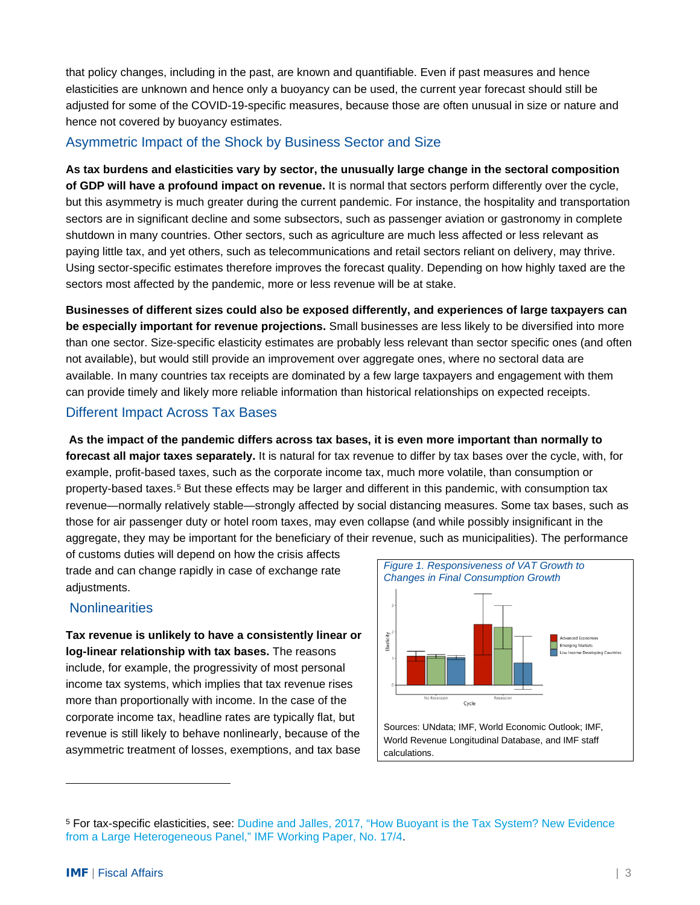that policy changes, including in the past, are known and quantifiable. Even if past measures and hence elasticities are unknown and hence only a buoyancy can be used, the current year forecast should still be adjusted for some of the COVID-19-specific measures, because those are often unusual in size or nature and hence not covered by buoyancy estimates.

## Asymmetric Impact of the Shock by Business Sector and Size

**As tax burdens and elasticities vary by sector, the unusually large change in the sectoral composition of GDP will have a profound impact on revenue.** It is normal that sectors perform differently over the cycle, but this asymmetry is much greater during the current pandemic. For instance, the hospitality and transportation sectors are in significant decline and some subsectors, such as passenger aviation or gastronomy in complete shutdown in many countries. Other sectors, such as agriculture are much less affected or less relevant as paying little tax, and yet others, such as telecommunications and retail sectors reliant on delivery, may thrive. Using sector-specific estimates therefore improves the forecast quality. Depending on how highly taxed are the sectors most affected by the pandemic, more or less revenue will be at stake.

**Businesses of different sizes could also be exposed differently, and experiences of large taxpayers can be especially important for revenue projections.** Small businesses are less likely to be diversified into more than one sector. Size-specific elasticity estimates are probably less relevant than sector specific ones (and often not available), but would still provide an improvement over aggregate ones, where no sectoral data are available. In many countries tax receipts are dominated by a few large taxpayers and engagement with them can provide timely and likely more reliable information than historical relationships on expected receipts.

## Different Impact Across Tax Bases

**As the impact of the pandemic differs across tax bases, it is even more important than normally to forecast all major taxes separately.** It is natural for tax revenue to differ by tax bases over the cycle, with, for example, profit-based taxes, such as the corporate income tax, much more volatile, than consumption or property-based taxes.[5] But these effects may be larger and different in this pandemic, with consumption tax revenue—normally relatively stable—strongly affected by social distancing measures. Some tax bases, such as those for air passenger duty or hotel room taxes, may even collapse (and while possibly insignificant in the aggregate, they may be important for the beneficiary of their revenue, such as municipalities). The performance of customs duties will depend on how the crisis affects trade and can change rapidly in case of exchange rate adjustments.

## Nonlinearities

**Tax revenue is unlikely to have a consistently linear or log-linear relationship with tax bases.** The reasons include, for example, the progressivity of most personal income tax systems, which implies that tax revenue rises more than proportionally with income. In the case of the corporate income tax, headline rates are typically flat, but revenue is still likely to behave nonlinearly, because of the asymmetric treatment of losses, exemptions, and tax base

*Figure 1. Responsiveness of VAT Growth to Changes in Final Consumption Growth*

Sources: UNdata; IMF, World Economic Outlook; IMF, World Revenue Longitudinal Database, and IMF staff calculations.

[5] For tax-specific elasticities, see: Dudine and Jalles, 2017, "How Buoyant is the Tax System? New Evidence from a Large Heterogeneous Panel," IMF Working Paper, No. 17/4.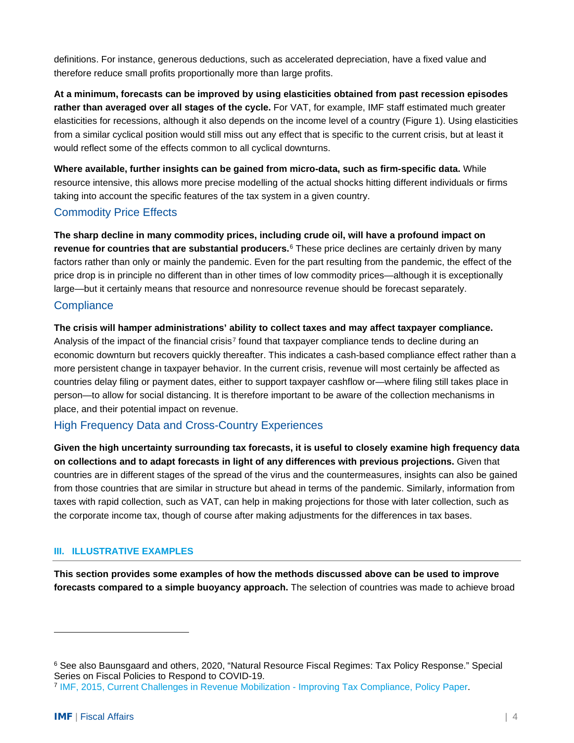definitions. For instance, generous deductions, such as accelerated depreciation, have a fixed value and therefore reduce small profits proportionally more than large profits.

**At a minimum, forecasts can be improved by using elasticities obtained from past recession episodes rather than averaged over all stages of the cycle.** For VAT, for example, IMF staff estimated much greater elasticities for recessions, although it also depends on the income level of a country (Figure 1). Using elasticities from a similar cyclical position would still miss out any effect that is specific to the current crisis, but at least it would reflect some of the effects common to all cyclical downturns.

**Where available, further insights can be gained from micro-data, such as firm-specific data.** While resource intensive, this allows more precise modelling of the actual shocks hitting different individuals or firms taking into account the specific features of the tax system in a given country.

### Commodity Price Effects

**The sharp decline in many commodity prices, including crude oil, will have a profound impact on revenue for countries that are substantial producers.**[6] These price declines are certainly driven by many factors rather than only or mainly the pandemic. Even for the part resulting from the pandemic, the effect of the price drop is in principle no different than in other times of low commodity prices—although it is exceptionally large—but it certainly means that resource and nonresource revenue should be forecast separately.

### Compliance

**The crisis will hamper administrations' ability to collect taxes and may affect taxpayer compliance.** Analysis of the impact of the financial crisis[7] found that taxpayer compliance tends to decline during an economic downturn but recovers quickly thereafter. This indicates a cash-based compliance effect rather than a more persistent change in taxpayer behavior. In the current crisis, revenue will most certainly be affected as countries delay filing or payment dates, either to support taxpayer cashflow or—where filing still takes place in person—to allow for social distancing. It is therefore important to be aware of the collection mechanisms in place, and their potential impact on revenue.

### High Frequency Data and Cross-Country Experiences

**Given the high uncertainty surrounding tax forecasts, it is useful to closely examine high frequency data on collections and to adapt forecasts in light of any differences with previous projections.** Given that countries are in different stages of the spread of the virus and the countermeasures, insights can also be gained from those countries that are similar in structure but ahead in terms of the pandemic. Similarly, information from taxes with rapid collection, such as VAT, can help in making projections for those with later collection, such as the corporate income tax, though of course after making adjustments for the differences in tax bases.

## III. ILLUSTRATIVE EXAMPLES

**This section provides some examples of how the methods discussed above can be used to improve forecasts compared to a simple buoyancy approach.** The selection of countries was made to achieve broad

---

[6] See also Baunsgaard and others, 2020, "Natural Resource Fiscal Regimes: Tax Policy Response." Special Series on Fiscal Policies to Respond to COVID-19.

[7] IMF, 2015, Current Challenges in Revenue Mobilization - Improving Tax Compliance, Policy Paper.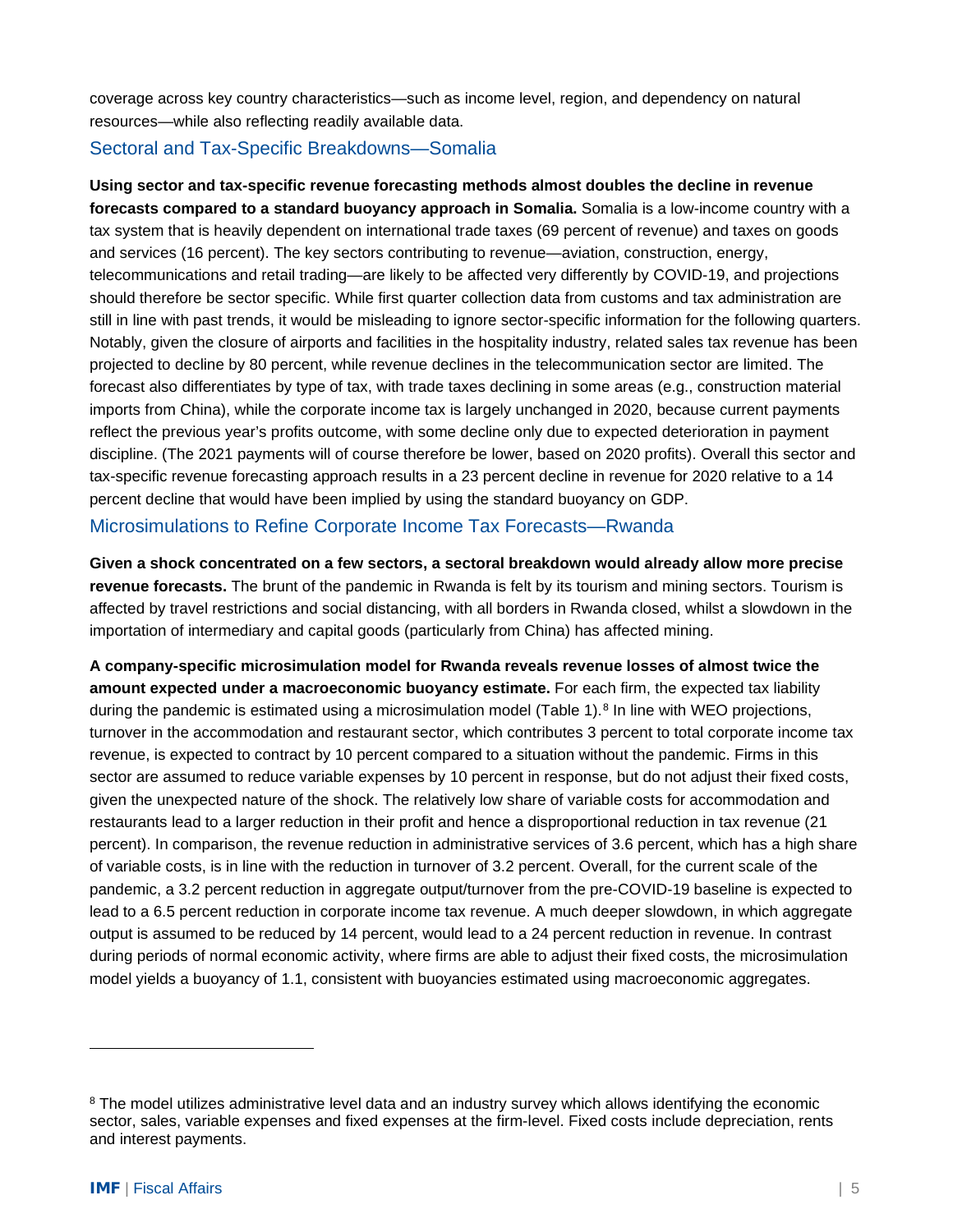coverage across key country characteristics—such as income level, region, and dependency on natural resources—while also reflecting readily available data.

### Sectoral and Tax-Specific Breakdowns—Somalia

**Using sector and tax-specific revenue forecasting methods almost doubles the decline in revenue forecasts compared to a standard buoyancy approach in Somalia.** Somalia is a low-income country with a tax system that is heavily dependent on international trade taxes (69 percent of revenue) and taxes on goods and services (16 percent). The key sectors contributing to revenue—aviation, construction, energy, telecommunications and retail trading—are likely to be affected very differently by COVID-19, and projections should therefore be sector specific. While first quarter collection data from customs and tax administration are still in line with past trends, it would be misleading to ignore sector-specific information for the following quarters. Notably, given the closure of airports and facilities in the hospitality industry, related sales tax revenue has been projected to decline by 80 percent, while revenue declines in the telecommunication sector are limited. The forecast also differentiates by type of tax, with trade taxes declining in some areas (e.g., construction material imports from China), while the corporate income tax is largely unchanged in 2020, because current payments reflect the previous year's profits outcome, with some decline only due to expected deterioration in payment discipline. (The 2021 payments will of course therefore be lower, based on 2020 profits). Overall this sector and tax-specific revenue forecasting approach results in a 23 percent decline in revenue for 2020 relative to a 14 percent decline that would have been implied by using the standard buoyancy on GDP.

### Microsimulations to Refine Corporate Income Tax Forecasts—Rwanda

**Given a shock concentrated on a few sectors, a sectoral breakdown would already allow more precise revenue forecasts.** The brunt of the pandemic in Rwanda is felt by its tourism and mining sectors. Tourism is affected by travel restrictions and social distancing, with all borders in Rwanda closed, whilst a slowdown in the importation of intermediary and capital goods (particularly from China) has affected mining.

**A company-specific microsimulation model for Rwanda reveals revenue losses of almost twice the amount expected under a macroeconomic buoyancy estimate.** For each firm, the expected tax liability during the pandemic is estimated using a microsimulation model (Table 1).[8] In line with WEO projections, turnover in the accommodation and restaurant sector, which contributes 3 percent to total corporate income tax revenue, is expected to contract by 10 percent compared to a situation without the pandemic. Firms in this sector are assumed to reduce variable expenses by 10 percent in response, but do not adjust their fixed costs, given the unexpected nature of the shock. The relatively low share of variable costs for accommodation and restaurants lead to a larger reduction in their profit and hence a disproportional reduction in tax revenue (21 percent). In comparison, the revenue reduction in administrative services of 3.6 percent, which has a high share of variable costs, is in line with the reduction in turnover of 3.2 percent. Overall, for the current scale of the pandemic, a 3.2 percent reduction in aggregate output/turnover from the pre-COVID-19 baseline is expected to lead to a 6.5 percent reduction in corporate income tax revenue. A much deeper slowdown, in which aggregate output is assumed to be reduced by 14 percent, would lead to a 24 percent reduction in revenue. In contrast during periods of normal economic activity, where firms are able to adjust their fixed costs, the microsimulation model yields a buoyancy of 1.1, consistent with buoyancies estimated using macroeconomic aggregates.

---

[8] The model utilizes administrative level data and an industry survey which allows identifying the economic sector, sales, variable expenses and fixed expenses at the firm-level. Fixed costs include depreciation, rents and interest payments.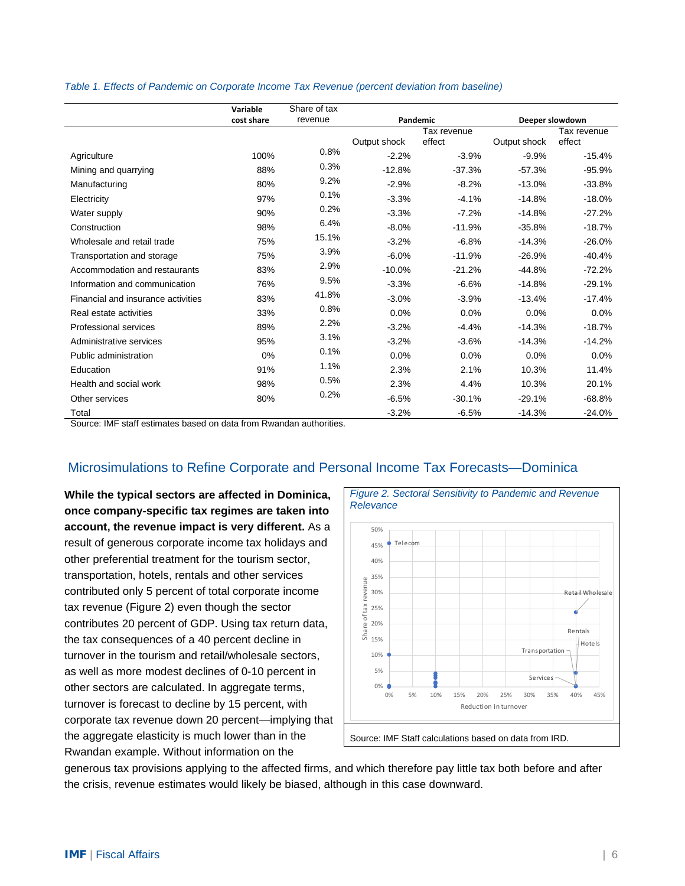*Table 1. Effects of Pandemic on Corporate Income Tax Revenue (percent deviation from baseline)*

| | Variable cost share | Share of tax revenue | Pandemic | | Deeper slowdown | |
|---|---|---|---|---|---|---|
| | | | Output shock | Tax revenue effect | Output shock | Tax revenue effect |
| Agriculture | 100% | 0.8% | -2.2% | -3.9% | -9.9% | -15.4% |
| Mining and quarrying | 88% | 0.3% | -12.8% | -37.3% | -57.3% | -95.9% |
| Manufacturing | 80% | 9.2% | -2.9% | -8.2% | -13.0% | -33.8% |
| Electricity | 97% | 0.1% | -3.3% | -4.1% | -14.8% | -18.0% |
| Water supply | 90% | 0.2% | -3.3% | -7.2% | -14.8% | -27.2% |
| Construction | 98% | 6.4% | -8.0% | -11.9% | -35.8% | -18.7% |
| Wholesale and retail trade | 75% | 15.1% | -3.2% | -6.8% | -14.3% | -26.0% |
| Transportation and storage | 75% | 3.9% | -6.0% | -11.9% | -26.9% | -40.4% |
| Accommodation and restaurants | 83% | 2.9% | -10.0% | -21.2% | -44.8% | -72.2% |
| Information and communication | 76% | 9.5% | -3.3% | -6.6% | -14.8% | -29.1% |
| Financial and insurance activities | 83% | 41.8% | -3.0% | -3.9% | -13.4% | -17.4% |
| Real estate activities | 33% | 0.8% | 0.0% | 0.0% | 0.0% | 0.0% |
| Professional services | 89% | 2.2% | -3.2% | -4.4% | -14.3% | -18.7% |
| Administrative services | 95% | 3.1% | -3.2% | -3.6% | -14.3% | -14.2% |
| Public administration | 0% | 0.1% | 0.0% | 0.0% | 0.0% | 0.0% |
| Education | 91% | 1.1% | 2.3% | 2.1% | 10.3% | 11.4% |
| Health and social work | 98% | 0.5% | 2.3% | 4.4% | 10.3% | 20.1% |
| Other services | 80% | 0.2% | -6.5% | -30.1% | -29.1% | -68.8% |
| Total | | | -3.2% | -6.5% | -14.3% | -24.0% |

Source: IMF staff estimates based on data from Rwandan authorities.

## Microsimulations to Refine Corporate and Personal Income Tax Forecasts—Dominica

**While the typical sectors are affected in Dominica, once company-specific tax regimes are taken into account, the revenue impact is very different.** As a result of generous corporate income tax holidays and other preferential treatment for the tourism sector, transportation, hotels, rentals and other services contributed only 5 percent of total corporate income tax revenue (Figure 2) even though the sector contributes 20 percent of GDP. Using tax return data, the tax consequences of a 40 percent decline in turnover in the tourism and retail/wholesale sectors, as well as more modest declines of 0-10 percent in other sectors are calculated. In aggregate terms, turnover is forecast to decline by 15 percent, with corporate tax revenue down 20 percent—implying that the aggregate elasticity is much lower than in the Rwandan example. Without information on the generous tax provisions applying to the affected firms, and which therefore pay little tax both before and after the crisis, revenue estimates would likely be biased, although in this case downward.

*Figure 2. Sectoral Sensitivity to Pandemic and Revenue Relevance*

Source: IMF Staff calculations based on data from IRD.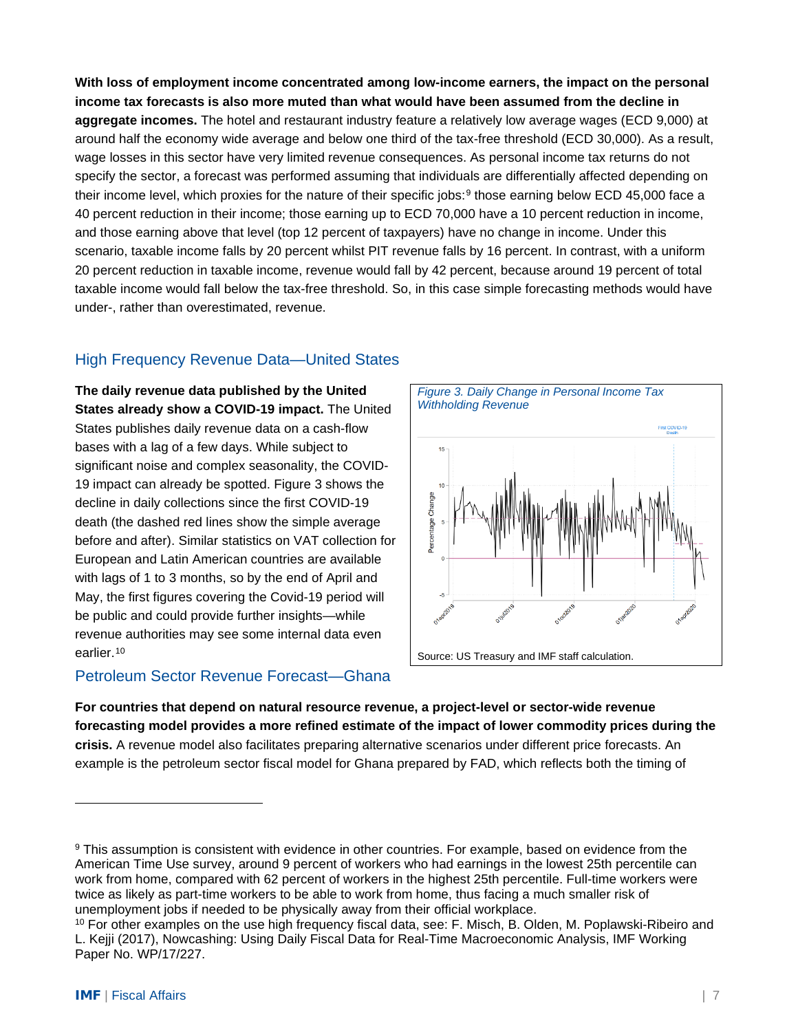**With loss of employment income concentrated among low-income earners, the impact on the personal income tax forecasts is also more muted than what would have been assumed from the decline in aggregate incomes.** The hotel and restaurant industry feature a relatively low average wages (ECD 9,000) at around half the economy wide average and below one third of the tax-free threshold (ECD 30,000). As a result, wage losses in this sector have very limited revenue consequences. As personal income tax returns do not specify the sector, a forecast was performed assuming that individuals are differentially affected depending on their income level, which proxies for the nature of their specific jobs:[9] those earning below ECD 45,000 face a 40 percent reduction in their income; those earning up to ECD 70,000 have a 10 percent reduction in income, and those earning above that level (top 12 percent of taxpayers) have no change in income. Under this scenario, taxable income falls by 20 percent whilst PIT revenue falls by 16 percent. In contrast, with a uniform 20 percent reduction in taxable income, revenue would fall by 42 percent, because around 19 percent of total taxable income would fall below the tax-free threshold. So, in this case simple forecasting methods would have under-, rather than overestimated, revenue.

## High Frequency Revenue Data—United States

**The daily revenue data published by the United States already show a COVID-19 impact.** The United States publishes daily revenue data on a cash-flow bases with a lag of a few days. While subject to significant noise and complex seasonality, the COVID-19 impact can already be spotted. Figure 3 shows the decline in daily collections since the first COVID-19 death (the dashed red lines show the simple average before and after). Similar statistics on VAT collection for European and Latin American countries are available with lags of 1 to 3 months, so by the end of April and May, the first figures covering the Covid-19 period will be public and could provide further insights—while revenue authorities may see some internal data even earlier.[10]

*Figure 3. Daily Change in Personal Income Tax Withholding Revenue*

Source: US Treasury and IMF staff calculation.

## Petroleum Sector Revenue Forecast—Ghana

**For countries that depend on natural resource revenue, a project-level or sector-wide revenue forecasting model provides a more refined estimate of the impact of lower commodity prices during the crisis.** A revenue model also facilitates preparing alternative scenarios under different price forecasts. An example is the petroleum sector fiscal model for Ghana prepared by FAD, which reflects both the timing of

---

[9] This assumption is consistent with evidence in other countries. For example, based on evidence from the American Time Use survey, around 9 percent of workers who had earnings in the lowest 25th percentile can work from home, compared with 62 percent of workers in the highest 25th percentile. Full-time workers were twice as likely as part-time workers to be able to work from home, thus facing a much smaller risk of unemployment jobs if needed to be physically away from their official workplace.

[10] For other examples on the use high frequency fiscal data, see: F. Misch, B. Olden, M. Poplawski-Ribeiro and L. Kejji (2017), Nowcashing: Using Daily Fiscal Data for Real-Time Macroeconomic Analysis, IMF Working Paper No. WP/17/227.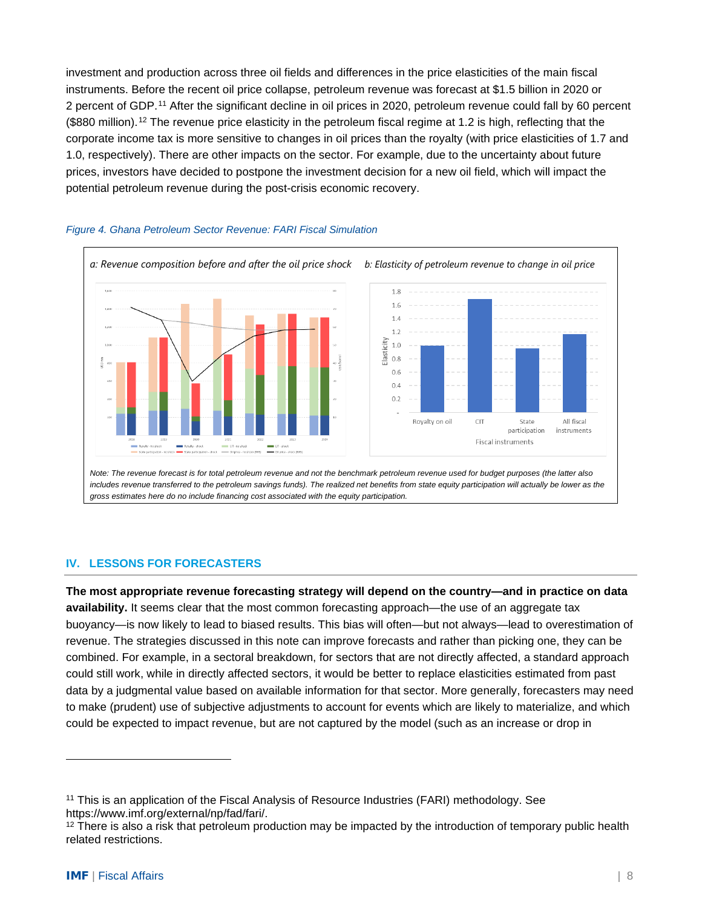investment and production across three oil fields and differences in the price elasticities of the main fiscal instruments. Before the recent oil price collapse, petroleum revenue was forecast at $1.5 billion in 2020 or 2 percent of GDP.[11] After the significant decline in oil prices in 2020, petroleum revenue could fall by 60 percent ($880 million).[12] The revenue price elasticity in the petroleum fiscal regime at 1.2 is high, reflecting that the corporate income tax is more sensitive to changes in oil prices than the royalty (with price elasticities of 1.7 and 1.0, respectively). There are other impacts on the sector. For example, due to the uncertainty about future prices, investors have decided to postpone the investment decision for a new oil field, which will impact the potential petroleum revenue during the post-crisis economic recovery.

*Figure 4. Ghana Petroleum Sector Revenue: FARI Fiscal Simulation*

*a: Revenue composition before and after the oil price shock*

*b: Elasticity of petroleum revenue to change in oil price*

*Note: The revenue forecast is for total petroleum revenue and not the benchmark petroleum revenue used for budget purposes (the latter also includes revenue transferred to the petroleum savings funds). The realized net benefits from state equity participation will actually be lower as the gross estimates here do no include financing cost associated with the equity participation.*

## IV. LESSONS FOR FORECASTERS

**The most appropriate revenue forecasting strategy will depend on the country—and in practice on data availability.** It seems clear that the most common forecasting approach—the use of an aggregate tax buoyancy—is now likely to lead to biased results. This bias will often—but not always—lead to overestimation of revenue. The strategies discussed in this note can improve forecasts and rather than picking one, they can be combined. For example, in a sectoral breakdown, for sectors that are not directly affected, a standard approach could still work, while in directly affected sectors, it would be better to replace elasticities estimated from past data by a judgmental value based on available information for that sector. More generally, forecasters may need to make (prudent) use of subjective adjustments to account for events which are likely to materialize, and which could be expected to impact revenue, but are not captured by the model (such as an increase or drop in

---

[11] This is an application of the Fiscal Analysis of Resource Industries (FARI) methodology. See https://www.imf.org/external/np/fad/fari/.

[12] There is also a risk that petroleum production may be impacted by the introduction of temporary public health related restrictions.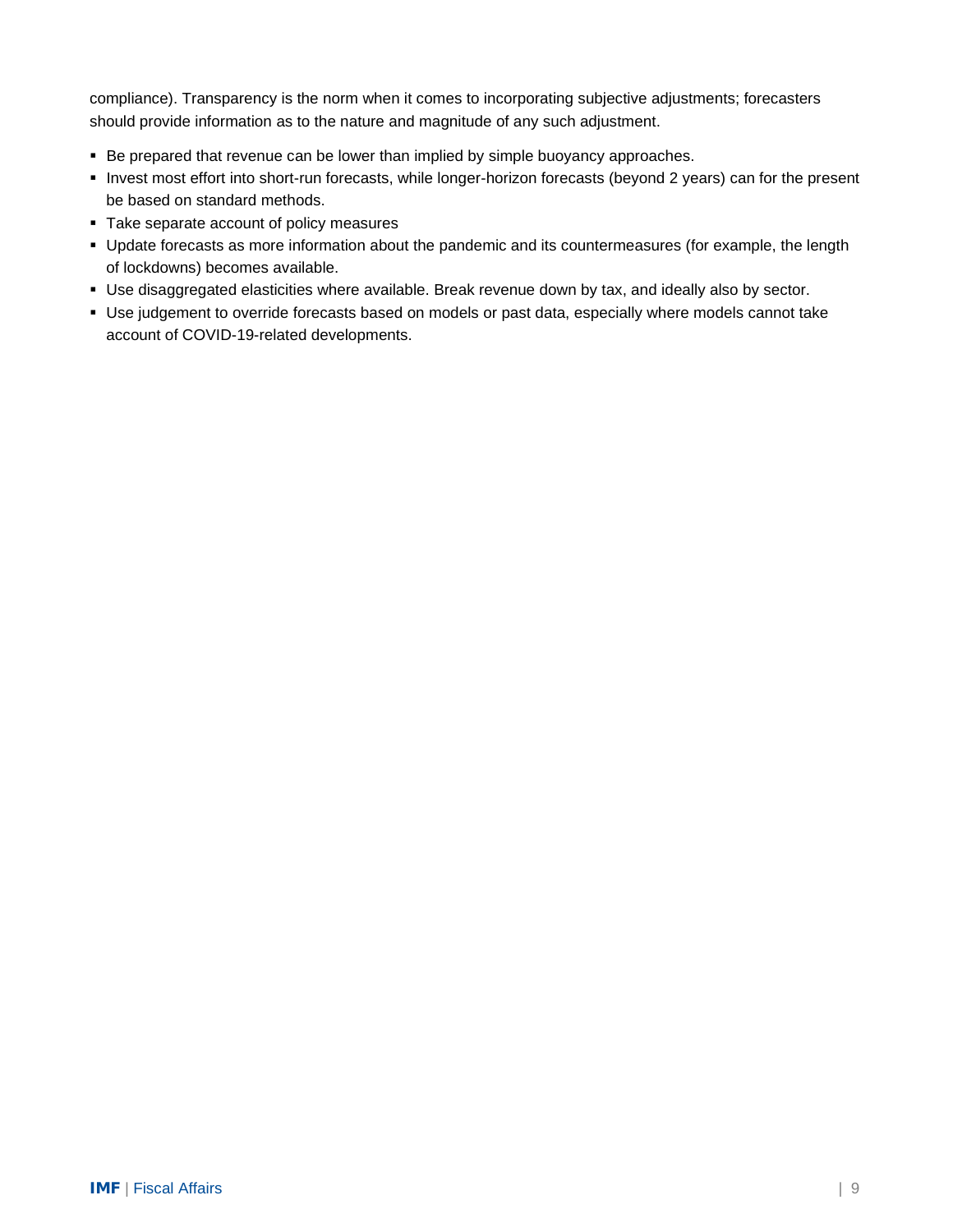compliance). Transparency is the norm when it comes to incorporating subjective adjustments; forecasters should provide information as to the nature and magnitude of any such adjustment.

- Be prepared that revenue can be lower than implied by simple buoyancy approaches.
- Invest most effort into short-run forecasts, while longer-horizon forecasts (beyond 2 years) can for the present be based on standard methods.
- Take separate account of policy measures
- Update forecasts as more information about the pandemic and its countermeasures (for example, the length of lockdowns) becomes available.
- Use disaggregated elasticities where available. Break revenue down by tax, and ideally also by sector.
- Use judgement to override forecasts based on models or past data, especially where models cannot take account of COVID-19-related developments.